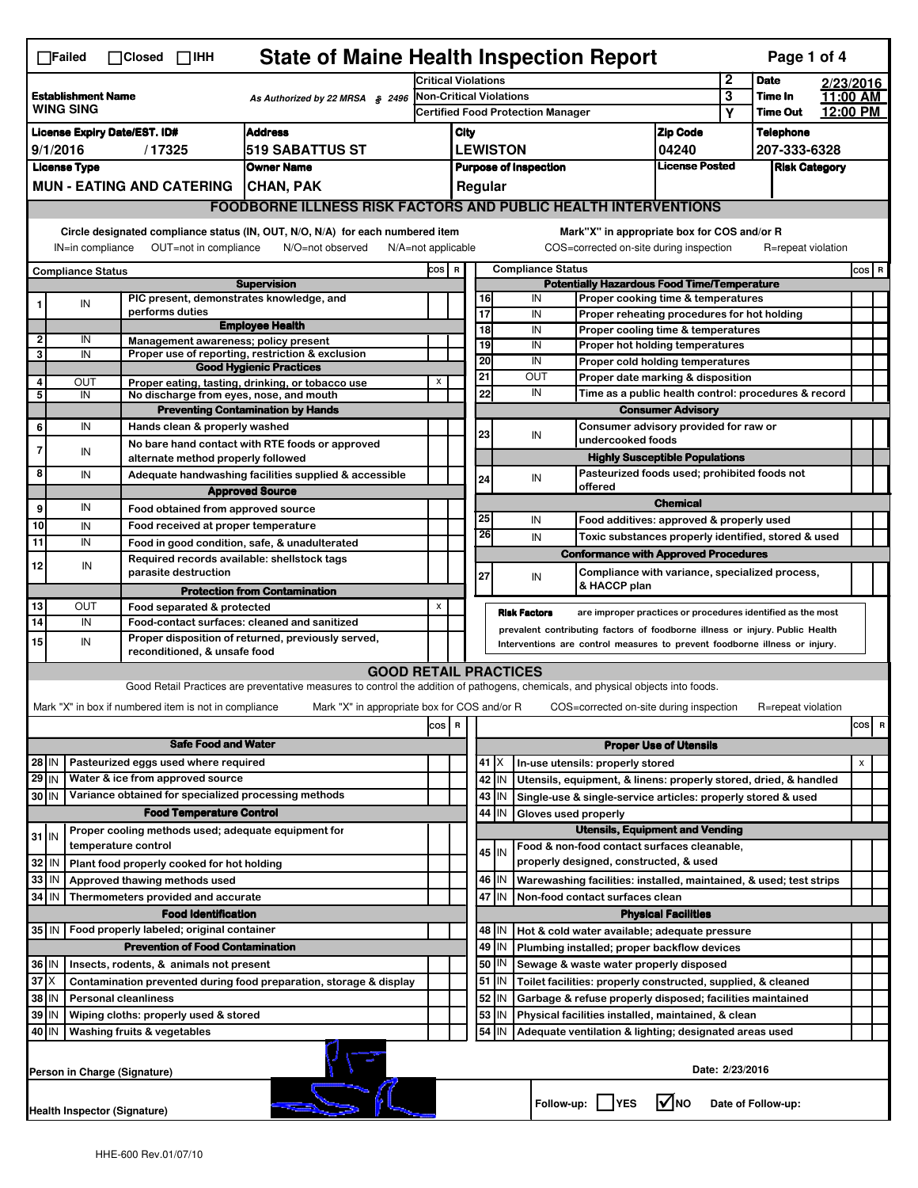☐Failed ☐Closed ☐IHH

# State of Maine Health Inspection Report

Page 1 of 4

| Establishment Name | As Authorized by 22 MRSA § 2496 | Critical Violations | 2 | Date | 2/23/2016 |
|---|---|---|---|---|---|
| WING SING | | Non-Critical Violations | 3 | Time In | 11:00 AM |
| | | Certified Food Protection Manager | Y | Time Out | 12:00 PM |

| License Expiry Date/EST. ID# | Address | City | Zip Code | Telephone |
|---|---|---|---|---|
| 9/1/2016 / 17325 | 519 SABATTUS ST | LEWISTON | 04240 | 207-333-6328 |

| License Type | Owner Name | Purpose of Inspection | License Posted | Risk Category |
|---|---|---|---|---|
| MUN - EATING AND CATERING | CHAN, PAK | Regular | | |

## FOODBORNE ILLNESS RISK FACTORS AND PUBLIC HEALTH INTERVENTIONS

Circle designated compliance status (IN, OUT, N/O, N/A) for each numbered item
IN=in compliance OUT=not in compliance N/O=not observed N/A=not applicable

Mark"X" in appropriate box for COS and/or R
COS=corrected on-site during inspection R=repeat violation

| # | Compliance Status | Item | COS | R |
|---|---|---|---|---|
| | | **Supervision** | | |
| 1 | IN | PIC present, demonstrates knowledge, and performs duties | | |
| | | **Employee Health** | | |
| 2 | IN | Management awareness; policy present | | |
| 3 | IN | Proper use of reporting, restriction & exclusion | | |
| | | **Good Hygienic Practices** | | |
| 4 | OUT | Proper eating, tasting, drinking, or tobacco use | X | |
| 5 | IN | No discharge from eyes, nose, and mouth | | |
| | | **Preventing Contamination by Hands** | | |
| 6 | IN | Hands clean & properly washed | | |
| 7 | IN | No bare hand contact with RTE foods or approved alternate method properly followed | | |
| 8 | IN | Adequate handwashing facilities supplied & accessible | | |
| | | **Approved Source** | | |
| 9 | IN | Food obtained from approved source | | |
| 10 | IN | Food received at proper temperature | | |
| 11 | IN | Food in good condition, safe, & unadulterated | | |
| 12 | IN | Required records available: shellstock tags parasite destruction | | |
| | | **Protection from Contamination** | | |
| 13 | OUT | Food separated & protected | X | |
| 14 | IN | Food-contact surfaces: cleaned and sanitized | | |
| 15 | IN | Proper disposition of returned, previously served, reconditioned, & unsafe food | | |
| | | **Potentially Hazardous Food Time/Temperature** | | |
| 16 | IN | Proper cooking time & temperatures | | |
| 17 | IN | Proper reheating procedures for hot holding | | |
| 18 | IN | Proper cooling time & temperatures | | |
| 19 | IN | Proper hot holding temperatures | | |
| 20 | IN | Proper cold holding temperatures | | |
| 21 | OUT | Proper date marking & disposition | | |
| 22 | IN | Time as a public health control: procedures & record | | |
| | | **Consumer Advisory** | | |
| 23 | IN | Consumer advisory provided for raw or undercooked foods | | |
| | | **Highly Susceptible Populations** | | |
| 24 | IN | Pasteurized foods used; prohibited foods not offered | | |
| | | **Chemical** | | |
| 25 | IN | Food additives: approved & properly used | | |
| 26 | IN | Toxic substances properly identified, stored & used | | |
| | | **Conformance with Approved Procedures** | | |
| 27 | IN | Compliance with variance, specialized process, & HACCP plan | | |

**Risk Factors** are improper practices or procedures identified as the most prevalent contributing factors of foodborne illness or injury. Public Health Interventions are control measures to prevent foodborne illness or injury.

## GOOD RETAIL PRACTICES

Good Retail Practices are preventative measures to control the addition of pathogens, chemicals, and physical objects into foods.

Mark "X" in box if numbered item is not in compliance Mark "X" in appropriate box for COS and/or R COS=corrected on-site during inspection R=repeat violation

| # | Status | Item | COS | R |
|---|---|---|---|---|
| | | **Safe Food and Water** | | |
| 28 | IN | Pasteurized eggs used where required | | |
| 29 | IN | Water & ice from approved source | | |
| 30 | IN | Variance obtained for specialized processing methods | | |
| | | **Food Temperature Control** | | |
| 31 | IN | Proper cooling methods used; adequate equipment for temperature control | | |
| 32 | IN | Plant food properly cooked for hot holding | | |
| 33 | IN | Approved thawing methods used | | |
| 34 | IN | Thermometers provided and accurate | | |
| | | **Food Identification** | | |
| 35 | IN | Food properly labeled; original container | | |
| | | **Prevention of Food Contamination** | | |
| 36 | IN | Insects, rodents, & animals not present | | |
| 37 | X | Contamination prevented during food preparation, storage & display | | |
| 38 | IN | Personal cleanliness | | |
| 39 | IN | Wiping cloths: properly used & stored | | |
| 40 | IN | Washing fruits & vegetables | | |
| | | **Proper Use of Utensils** | | |
| 41 | X | In-use utensils: properly stored | | X |
| 42 | IN | Utensils, equipment, & linens: properly stored, dried, & handled | | |
| 43 | IN | Single-use & single-service articles: properly stored & used | | |
| 44 | IN | Gloves used properly | | |
| | | **Utensils, Equipment and Vending** | | |
| 45 | IN | Food & non-food contact surfaces cleanable, properly designed, constructed, & used | | |
| 46 | IN | Warewashing facilities: installed, maintained, & used; test strips | | |
| 47 | IN | Non-food contact surfaces clean | | |
| | | **Physical Facilities** | | |
| 48 | IN | Hot & cold water available; adequate pressure | | |
| 49 | IN | Plumbing installed; proper backflow devices | | |
| 50 | IN | Sewage & waste water properly disposed | | |
| 51 | IN | Toilet facilities: properly constructed, supplied, & cleaned | | |
| 52 | IN | Garbage & refuse properly disposed; facilities maintained | | |
| 53 | IN | Physical facilities installed, maintained, & clean | | |
| 54 | IN | Adequate ventilation & lighting; designated areas used | | |

Person in Charge (Signature)

Date: 2/23/2016

Health Inspector (Signature)

Follow-up: ☐ YES ☑ NO Date of Follow-up:

HHE-600 Rev.01/07/10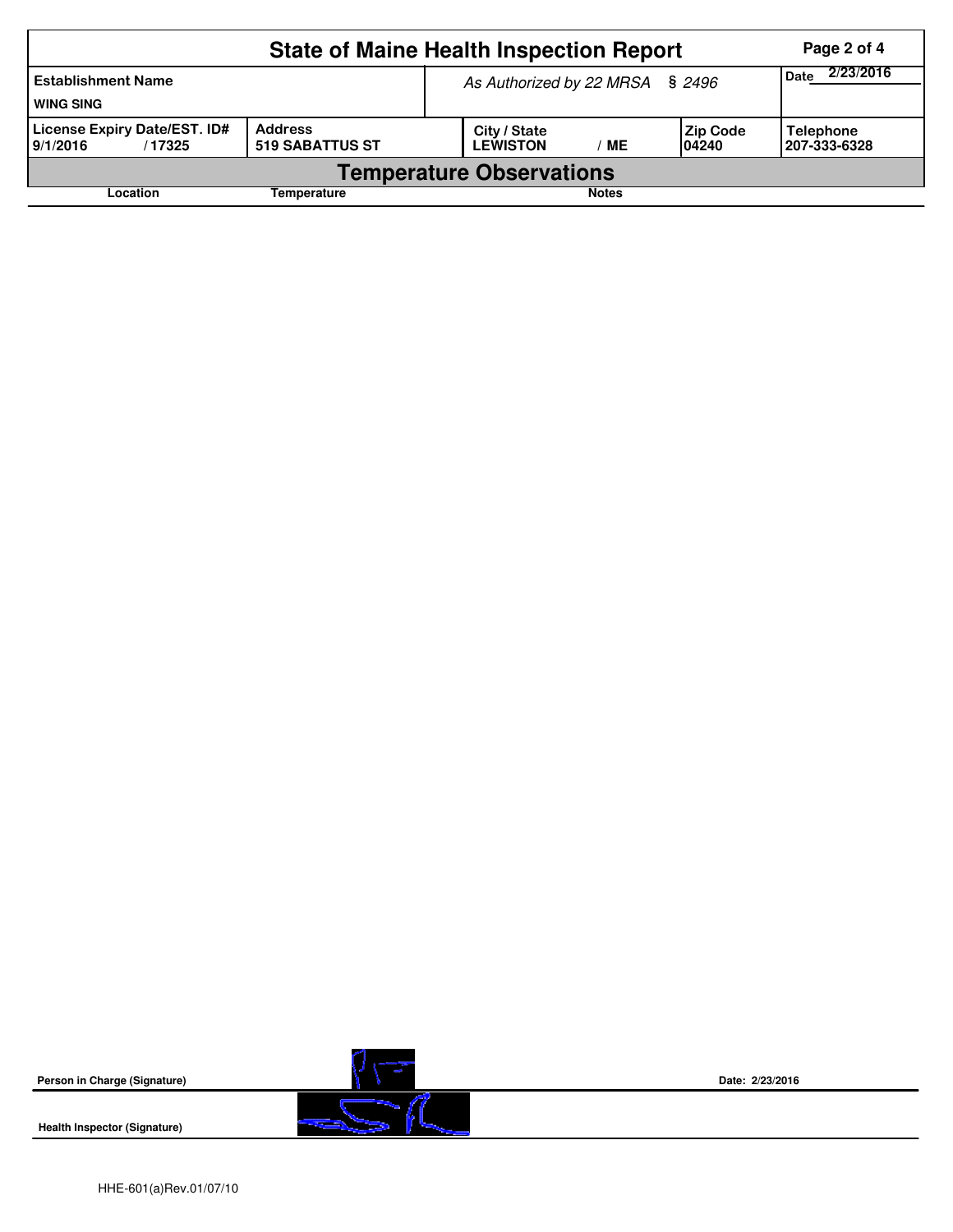# State of Maine Health Inspection Report

| Establishment Name | As Authorized by 22 MRSA § 2496 | | | Date 2/23/2016 |
|---|---|---|---|---|
| WING SING | | | | |
| License Expiry Date/EST. ID# | Address | City / State | Zip Code | Telephone |
| 9/1/2016 / 17325 | 519 SABATTUS ST | LEWISTON / ME | 04240 | 207-333-6328 |

## Temperature Observations

| Location | Temperature | Notes |
|---|---|---|

**Person in Charge (Signature)** Date: 2/23/2016

**Health Inspector (Signature)**

HHE-601(a)Rev.01/07/10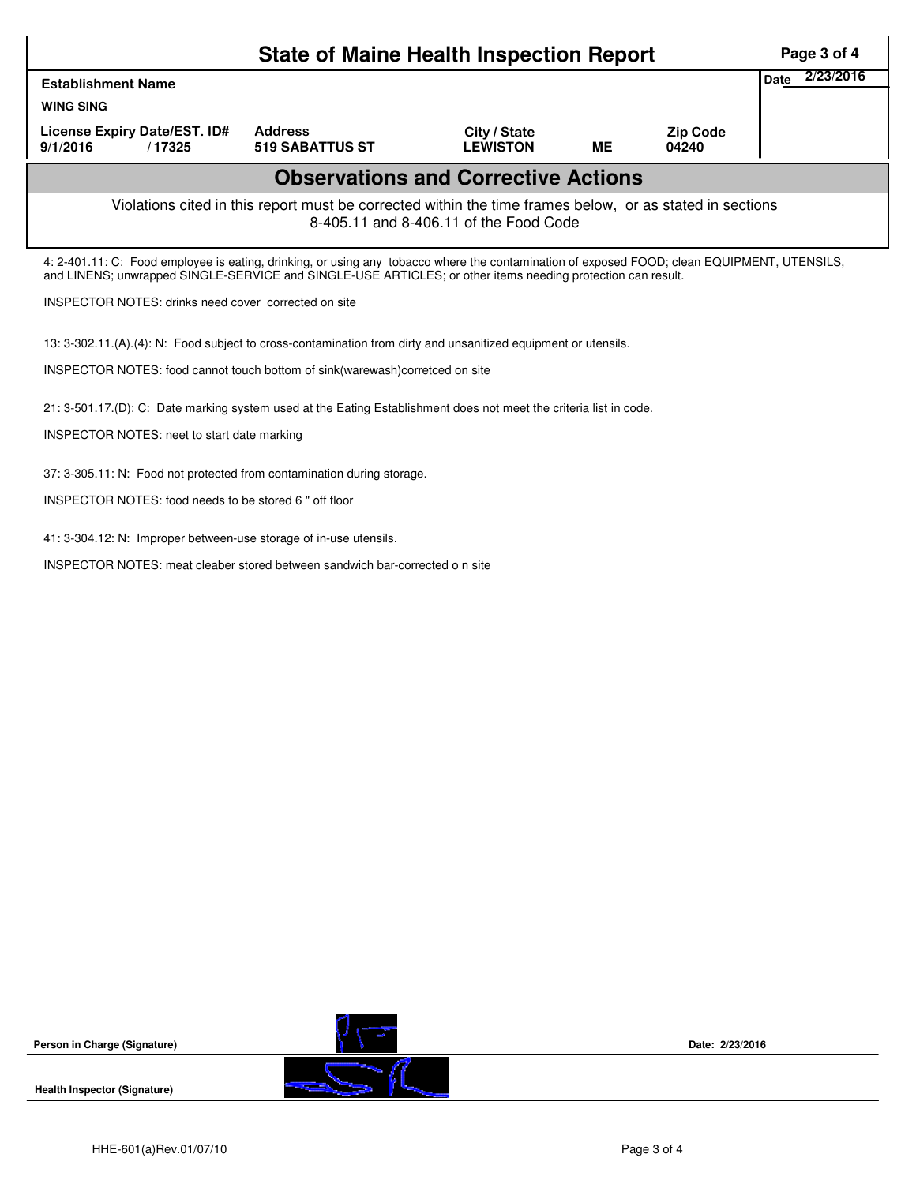# State of Maine Health Inspection Report

| Establishment Name | | | | | Date 2/23/2016 |
|---|---|---|---|---|---|
| WING SING | | | | | |
| License Expiry Date/EST. ID# | Address | City / State | | Zip Code | |
| 9/1/2016 / 17325 | 519 SABATTUS ST | LEWISTON | ME | 04240 | |

## Observations and Corrective Actions

Violations cited in this report must be corrected within the time frames below, or as stated in sections 8-405.11 and 8-406.11 of the Food Code

4: 2-401.11: C: Food employee is eating, drinking, or using any tobacco where the contamination of exposed FOOD; clean EQUIPMENT, UTENSILS, and LINENS; unwrapped SINGLE-SERVICE and SINGLE-USE ARTICLES; or other items needing protection can result.

INSPECTOR NOTES: drinks need cover corrected on site

13: 3-302.11.(A).(4): N: Food subject to cross-contamination from dirty and unsanitized equipment or utensils.

INSPECTOR NOTES: food cannot touch bottom of sink(warewash)corretced on site

21: 3-501.17.(D): C: Date marking system used at the Eating Establishment does not meet the criteria list in code.

INSPECTOR NOTES: neet to start date marking

37: 3-305.11: N: Food not protected from contamination during storage.

INSPECTOR NOTES: food needs to be stored 6 " off floor

41: 3-304.12: N: Improper between-use storage of in-use utensils.

INSPECTOR NOTES: meat cleaber stored between sandwich bar-corrected o n site

**Person in Charge (Signature)** Date: 2/23/2016

**Health Inspector (Signature)**

HHE-601(a)Rev.01/07/10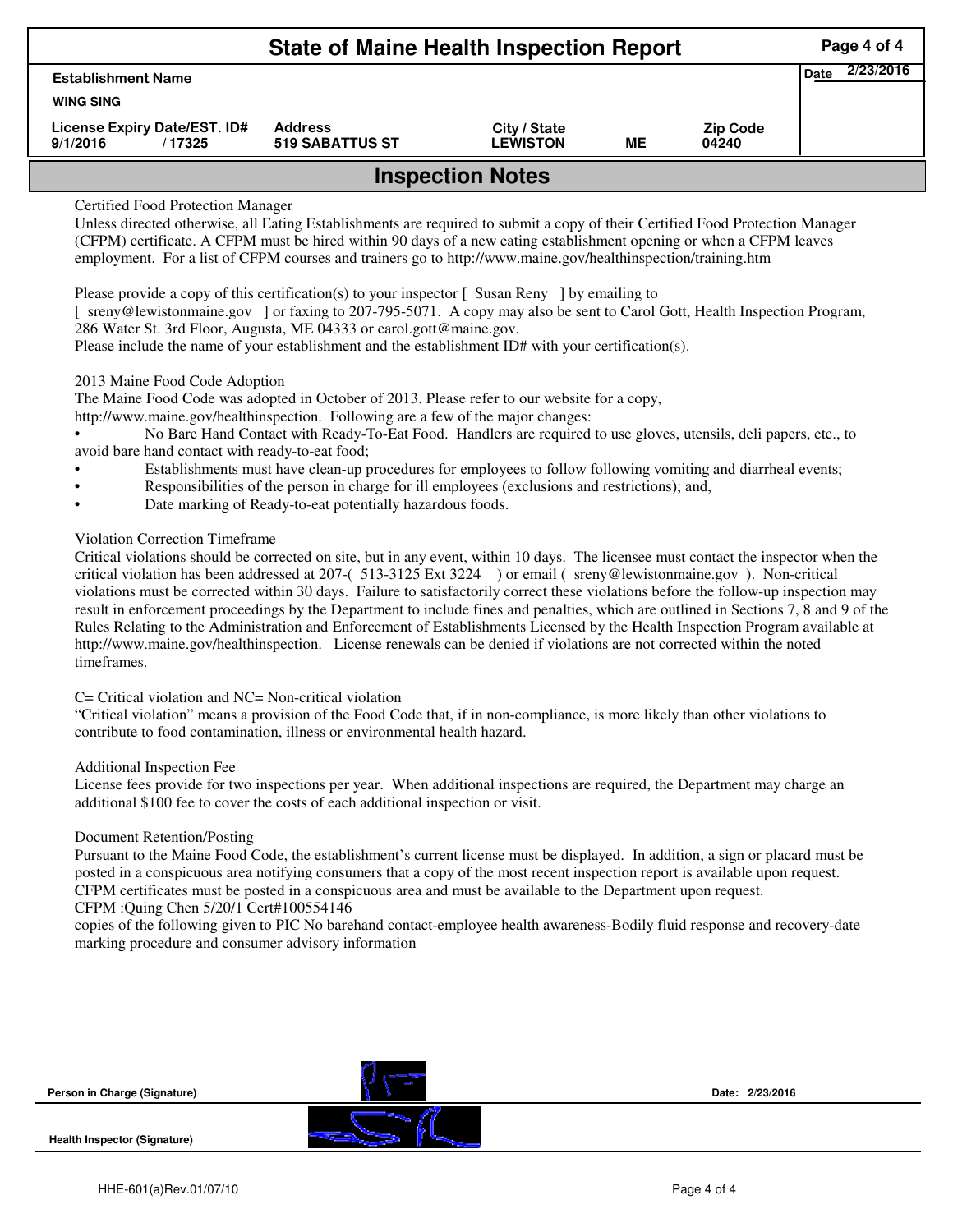# State of Maine Health Inspection Report

| Establishment Name | | | | | Date 2/23/2016 |
|---|---|---|---|---|---|
| WING SING | | | | | |
| License Expiry Date/EST. ID# | Address | City / State | | Zip Code | |
| 9/1/2016 / 17325 | 519 SABATTUS ST | LEWISTON | ME | 04240 | |

## Inspection Notes

Certified Food Protection Manager

Unless directed otherwise, all Eating Establishments are required to submit a copy of their Certified Food Protection Manager (CFPM) certificate. A CFPM must be hired within 90 days of a new eating establishment opening or when a CFPM leaves employment. For a list of CFPM courses and trainers go to http://www.maine.gov/healthinspection/training.htm

Please provide a copy of this certification(s) to your inspector [ Susan Reny ] by emailing to [ sreny@lewistonmaine.gov ] or faxing to 207-795-5071. A copy may also be sent to Carol Gott, Health Inspection Program, 286 Water St. 3rd Floor, Augusta, ME 04333 or carol.gott@maine.gov.

Please include the name of your establishment and the establishment ID# with your certification(s).

2013 Maine Food Code Adoption

The Maine Food Code was adopted in October of 2013. Please refer to our website for a copy, http://www.maine.gov/healthinspection. Following are a few of the major changes:

- No Bare Hand Contact with Ready-To-Eat Food. Handlers are required to use gloves, utensils, deli papers, etc., to avoid bare hand contact with ready-to-eat food;
- Establishments must have clean-up procedures for employees to follow following vomiting and diarrheal events;
- Responsibilities of the person in charge for ill employees (exclusions and restrictions); and,
- Date marking of Ready-to-eat potentially hazardous foods.

Violation Correction Timeframe

Critical violations should be corrected on site, but in any event, within 10 days. The licensee must contact the inspector when the critical violation has been addressed at 207-( 513-3125 Ext 3224 ) or email ( sreny@lewistonmaine.gov ). Non-critical violations must be corrected within 30 days. Failure to satisfactorily correct these violations before the follow-up inspection may result in enforcement proceedings by the Department to include fines and penalties, which are outlined in Sections 7, 8 and 9 of the Rules Relating to the Administration and Enforcement of Establishments Licensed by the Health Inspection Program available at http://www.maine.gov/healthinspection. License renewals can be denied if violations are not corrected within the noted timeframes.

C= Critical violation and NC= Non-critical violation

"Critical violation" means a provision of the Food Code that, if in non-compliance, is more likely than other violations to contribute to food contamination, illness or environmental health hazard.

Additional Inspection Fee

License fees provide for two inspections per year. When additional inspections are required, the Department may charge an additional $100 fee to cover the costs of each additional inspection or visit.

Document Retention/Posting

Pursuant to the Maine Food Code, the establishment's current license must be displayed. In addition, a sign or placard must be posted in a conspicuous area notifying consumers that a copy of the most recent inspection report is available upon request. CFPM certificates must be posted in a conspicuous area and must be available to the Department upon request.

CFPM :Quing Chen 5/20/1 Cert#100554146

copies of the following given to PIC No barehand contact-employee health awareness-Bodily fluid response and recovery-date marking procedure and consumer advisory information

Person in Charge (Signature) Date: 2/23/2016

Health Inspector (Signature)

HHE-601(a)Rev.01/07/10